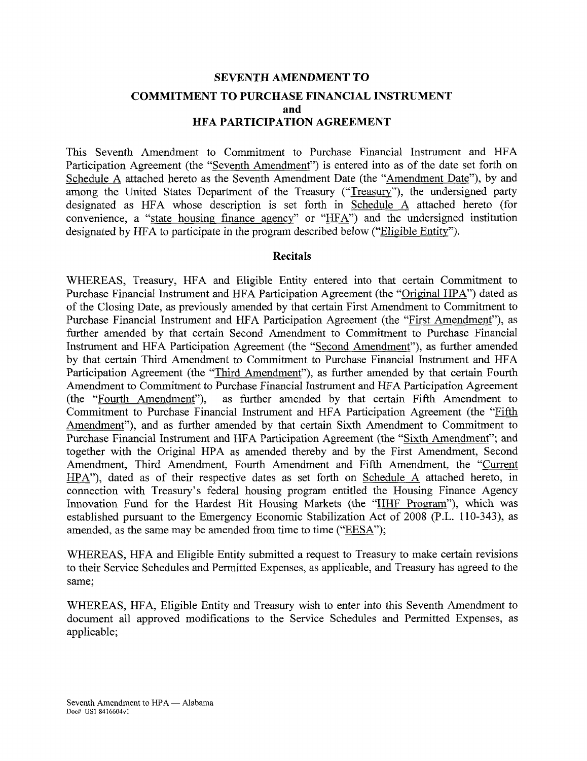# SEVENTH AMENDMENT TO

## COMMITMENT TO PURCHASE FINANCIAL INSTRUMENT and HFA PARTICIPATION AGREEMENT

This Seventh Amendment to Commitment to Purchase Financial Instrument and HFA Participation Agreement (the "Seventh Amendment") is entered into as of the date set forth on Schedule A attached hereto as the Seventh Amendment Date (the "Amendment Date"), by and among the United States Department of the Treasury ("Treasury"), the undersigned party designated as HFA whose description is set forth in Schedule A attached hereto (for convenience, a "state housing finance agency" or "HFA") and the undersigned institution designated by HFA to participate in the program described below ("Eligible Entity").

### Recitals

WHEREAS, Treasury, HFA and Eligible Entity entered into that certain Commitment to Purchase Financial Instrument and HFA Participation Agreement (the "Original HPA") dated as of the Closing Date, as previously amended by that certain First Amendment to Commitment to Purchase Financial Instrument and HFA Participation Agreement (the "First Amendment"), as further amended by that certain Second Amendment to Commitment to Purchase Financial Instrument and HFA Participation Agreement (the "Second Amendment"), as further amended by that certain Third Amendment to Commitment to Purchase Financial Instrument and HFA Participation Agreement (the "Third Amendment"), as further amended by that certain Fourth Amendment to Commitment to Purchase Financial Instrument and HFA Participation Agreement (the "Fourth Amendment"), as further amended by that certain Fifth Amendment to Commitment to Purchase Financial Instrument and HFA Participation Agreement (the "Fifth Amendment"), and as further amended by that certain Sixth Amendment to Commitment to Purchase Financial Instrument and HFA Participation Agreement (the "Sixth Amendment"; and together with the Original HPA as amended thereby and by the First Amendment, Second Amendment, Third Amendment, Fourth Amendment and Fifth Amendment, the "Current HPA"), dated as of their respective dates as set forth on Schedule A attached hereto, in connection with Treasury's federal housing program entitled the Housing Finance Agency Innovation Fund for the Hardest Hit Housing Markets (the "HHF Program"), which was established pursuant to the Emergency Economic Stabilization Act of 2008 (P.L. 110-343), as amended, as the same may be amended from time to time ("EESA");

WHEREAS, HFA and Eligible Entity submitted a request to Treasury to make certain revisions to their Service Schedules and Permitted Expenses, as applicable, and Treasury has agreed to the same;

WHEREAS, HFA, Eligible Entity and Treasury wish to enter into this Seventh Amendment to document all approved modifications to the Service Schedules and Permitted Expenses, as applicable;

Seventh Amendment to HPA — Alabama
Doc# US1 8416604v1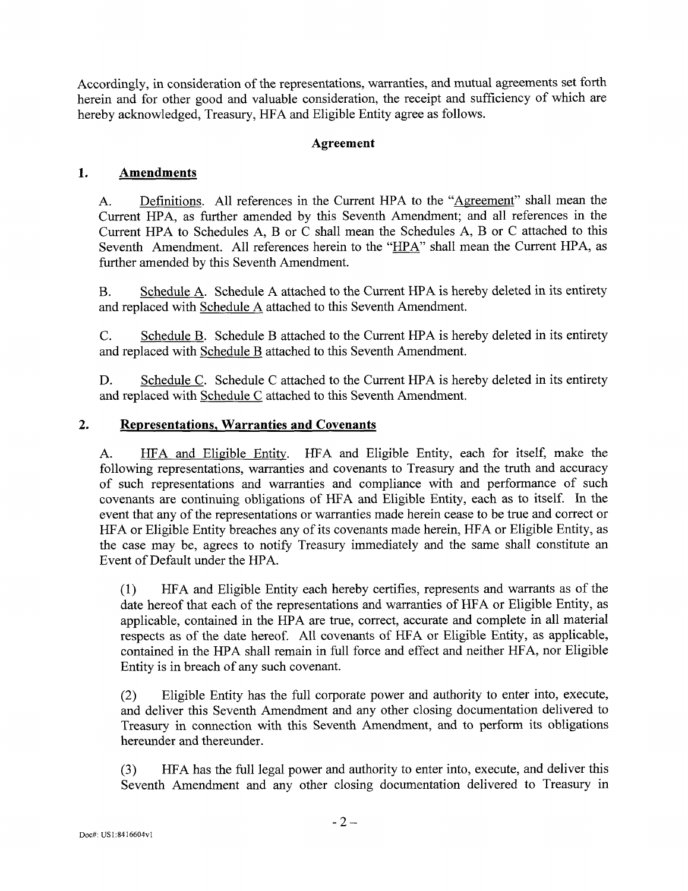Accordingly, in consideration of the representations, warranties, and mutual agreements set forth herein and for other good and valuable consideration, the receipt and sufficiency of which are hereby acknowledged, Treasury, HFA and Eligible Entity agree as follows.

### Agreement

## 1. Amendments

A. Definitions. All references in the Current HPA to the "Agreement" shall mean the Current HPA, as further amended by this Seventh Amendment; and all references in the Current HPA to Schedules A, B or C shall mean the Schedules A, B or C attached to this Seventh Amendment. All references herein to the "HPA" shall mean the Current HPA, as further amended by this Seventh Amendment.

B. Schedule A. Schedule A attached to the Current HPA is hereby deleted in its entirety and replaced with Schedule A attached to this Seventh Amendment.

C. Schedule B. Schedule B attached to the Current HPA is hereby deleted in its entirety and replaced with Schedule B attached to this Seventh Amendment.

D. Schedule C. Schedule C attached to the Current HPA is hereby deleted in its entirety and replaced with Schedule C attached to this Seventh Amendment.

## 2. Representations, Warranties and Covenants

A. HFA and Eligible Entity. HFA and Eligible Entity, each for itself, make the following representations, warranties and covenants to Treasury and the truth and accuracy of such representations and warranties and compliance with and performance of such covenants are continuing obligations of HFA and Eligible Entity, each as to itself. In the event that any of the representations or warranties made herein cease to be true and correct or HFA or Eligible Entity breaches any of its covenants made herein, HFA or Eligible Entity, as the case may be, agrees to notify Treasury immediately and the same shall constitute an Event of Default under the HPA.

(1) HFA and Eligible Entity each hereby certifies, represents and warrants as of the date hereof that each of the representations and warranties of HFA or Eligible Entity, as applicable, contained in the HPA are true, correct, accurate and complete in all material respects as of the date hereof. All covenants of HFA or Eligible Entity, as applicable, contained in the HPA shall remain in full force and effect and neither HFA, nor Eligible Entity is in breach of any such covenant.

(2) Eligible Entity has the full corporate power and authority to enter into, execute, and deliver this Seventh Amendment and any other closing documentation delivered to Treasury in connection with this Seventh Amendment, and to perform its obligations hereunder and thereunder.

(3) HFA has the full legal power and authority to enter into, execute, and deliver this Seventh Amendment and any other closing documentation delivered to Treasury in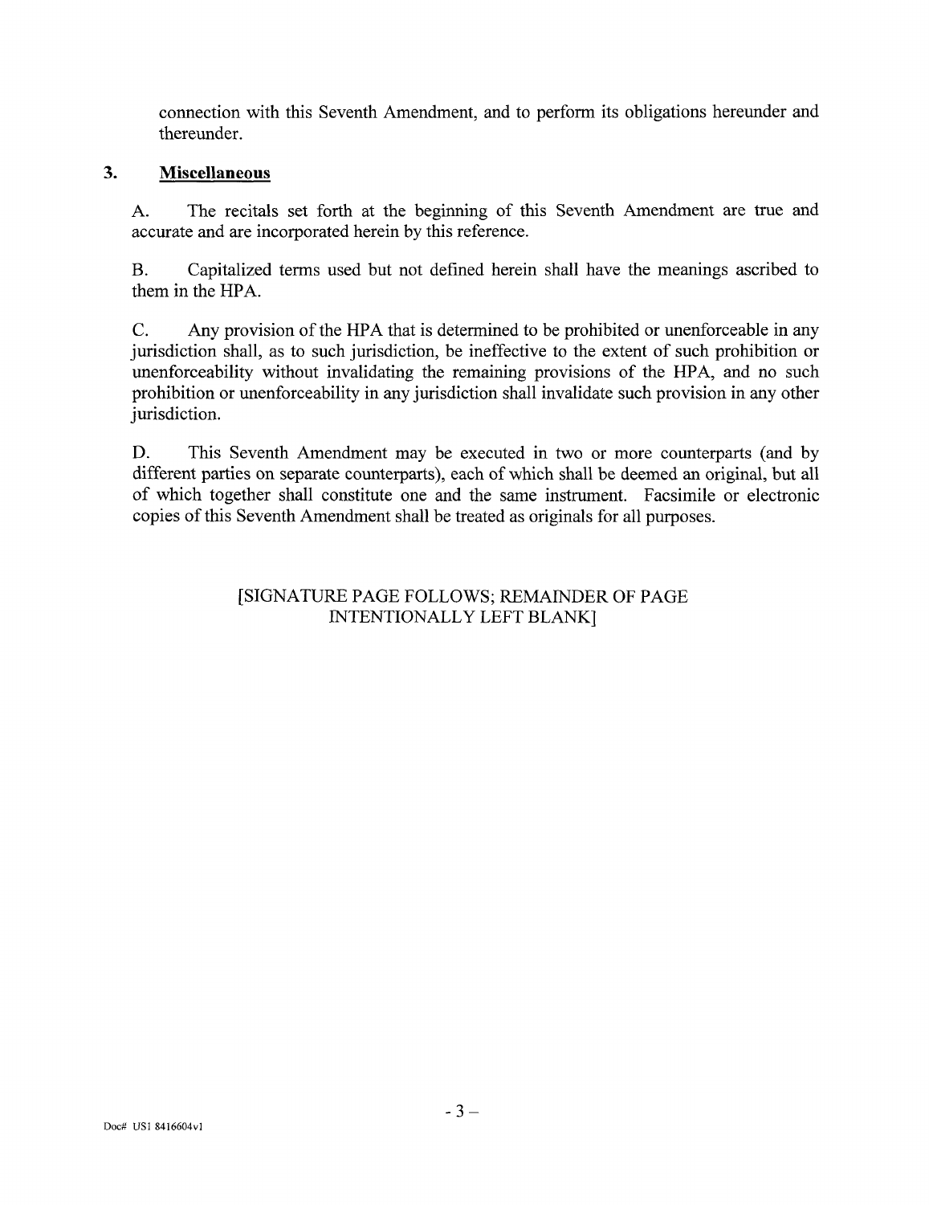connection with this Seventh Amendment, and to perform its obligations hereunder and thereunder.

### 3. Miscellaneous

A. The recitals set forth at the beginning of this Seventh Amendment are true and accurate and are incorporated herein by this reference.

B. Capitalized terms used but not defined herein shall have the meanings ascribed to them in the HPA.

C. Any provision of the HPA that is determined to be prohibited or unenforceable in any jurisdiction shall, as to such jurisdiction, be ineffective to the extent of such prohibition or unenforceability without invalidating the remaining provisions of the HPA, and no such prohibition or unenforceability in any jurisdiction shall invalidate such provision in any other jurisdiction.

D. This Seventh Amendment may be executed in two or more counterparts (and by different parties on separate counterparts), each of which shall be deemed an original, but all of which together shall constitute one and the same instrument. Facsimile or electronic copies of this Seventh Amendment shall be treated as originals for all purposes.

[SIGNATURE PAGE FOLLOWS; REMAINDER OF PAGE INTENTIONALLY LEFT BLANK]

Doc# US1 8416604v1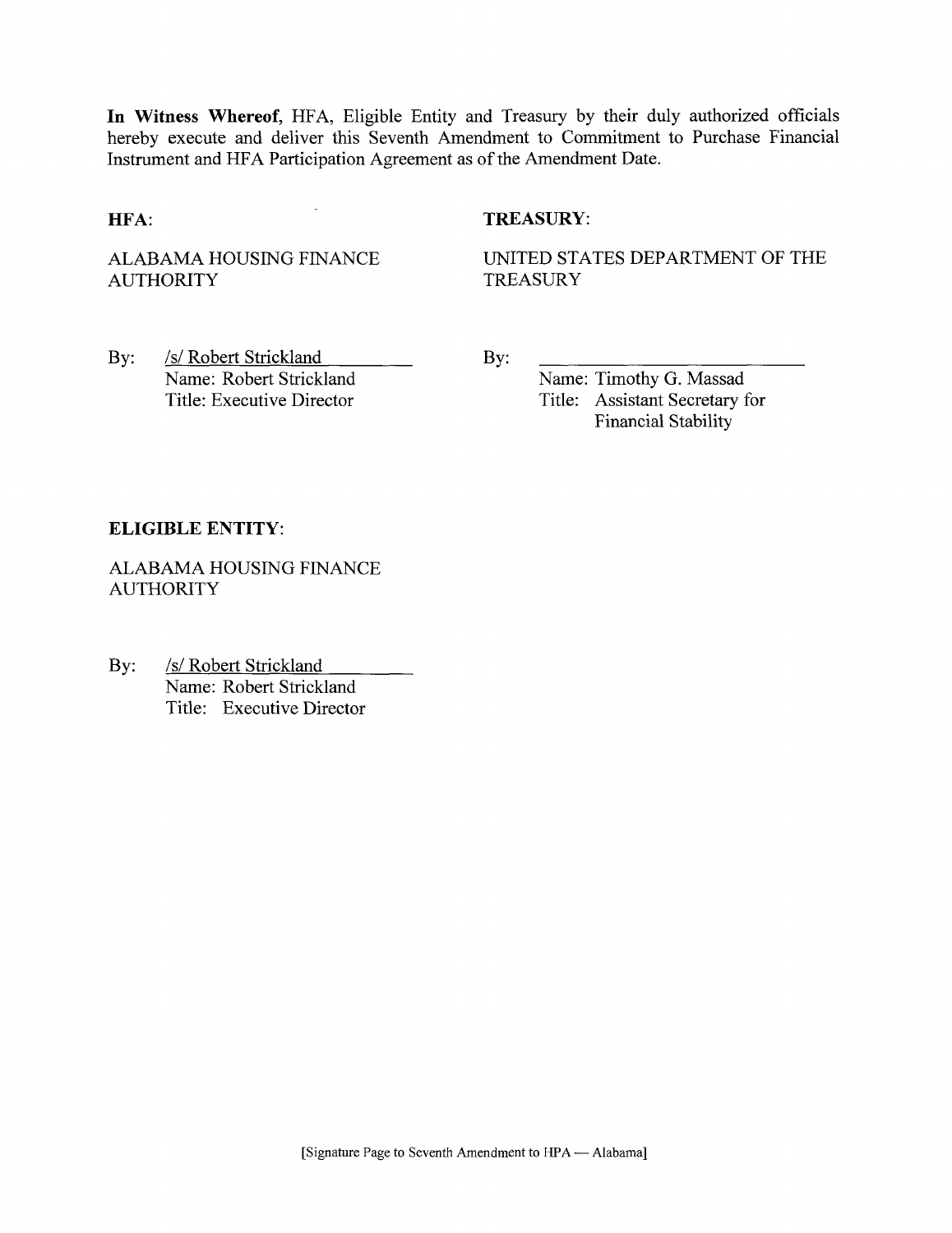**In Witness Whereof,** HFA, Eligible Entity and Treasury by their duly authorized officials hereby execute and deliver this Seventh Amendment to Commitment to Purchase Financial Instrument and HFA Participation Agreement as of the Amendment Date.

**HFA:**

ALABAMA HOUSING FINANCE AUTHORITY

By: /s/ Robert Strickland
Name: Robert Strickland
Title: Executive Director

**TREASURY:**

UNITED STATES DEPARTMENT OF THE TREASURY

By: ___________________________
Name: Timothy G. Massad
Title: Assistant Secretary for Financial Stability

**ELIGIBLE ENTITY:**

ALABAMA HOUSING FINANCE AUTHORITY

By: /s/ Robert Strickland
Name: Robert Strickland
Title: Executive Director

[Signature Page to Seventh Amendment to HPA — Alabama]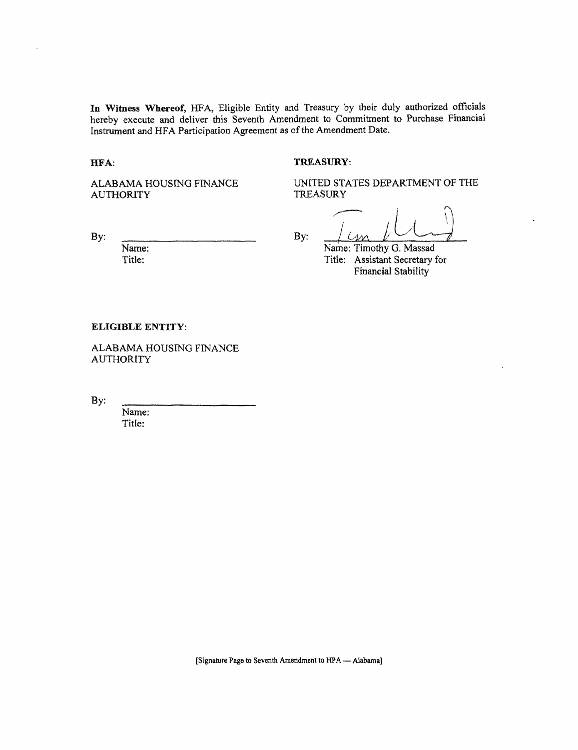**In Witness Whereof,** HFA, Eligible Entity and Treasury by their duly authorized officials hereby execute and deliver this Seventh Amendment to Commitment to Purchase Financial Instrument and HFA Participation Agreement as of the Amendment Date.

**HFA:**

ALABAMA HOUSING FINANCE AUTHORITY

By: \_\_\_\_\_\_\_\_\_\_\_\_\_\_\_\_\_\_\_\_\_\_\_\_

Name:

Title:

**TREASURY:**

UNITED STATES DEPARTMENT OF THE TREASURY

By: \_\_\_\_\_\_\_\_\_\_\_\_\_\_\_\_\_\_\_\_\_\_\_\_

Name: Timothy G. Massad

Title: Assistant Secretary for Financial Stability

**ELIGIBLE ENTITY:**

ALABAMA HOUSING FINANCE AUTHORITY

By: \_\_\_\_\_\_\_\_\_\_\_\_\_\_\_\_\_\_\_\_\_\_\_\_

Name:

Title:

[Signature Page to Seventh Amendment to HPA — Alabama]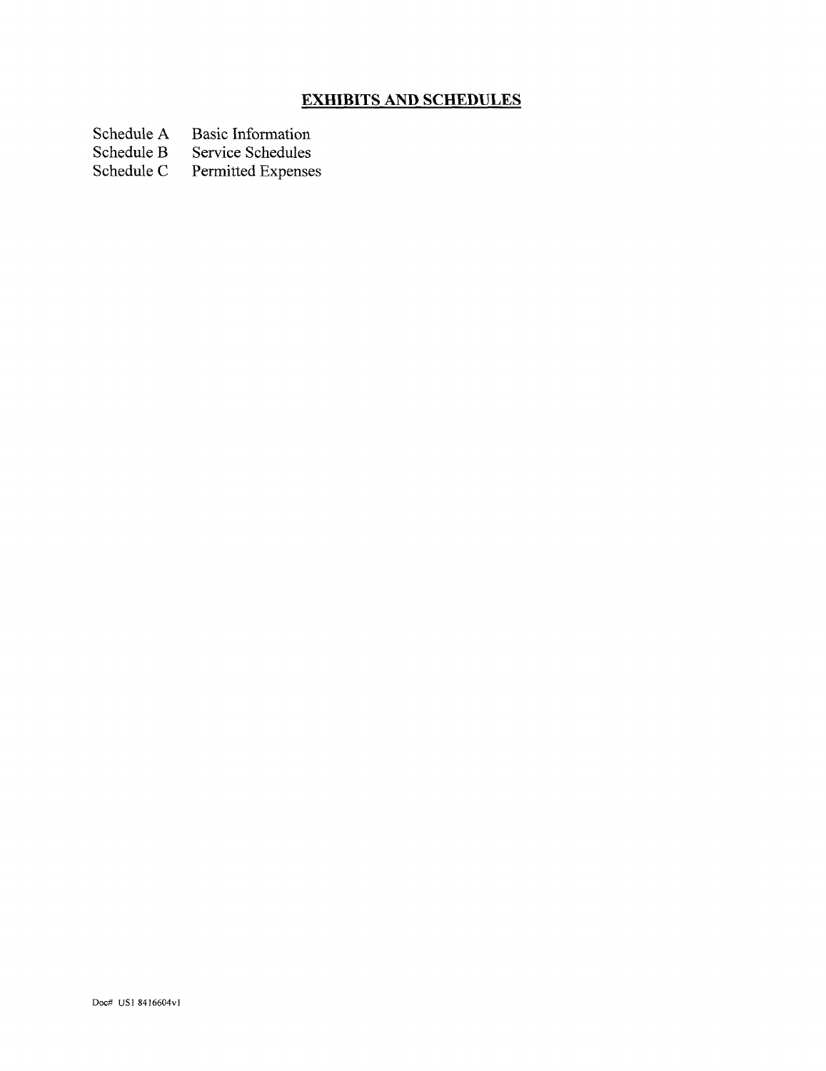## EXHIBITS AND SCHEDULES

| | |
|---|---|
| Schedule A | Basic Information |
| Schedule B | Service Schedules |
| Schedule C | Permitted Expenses |

Doc# US1 8416604v1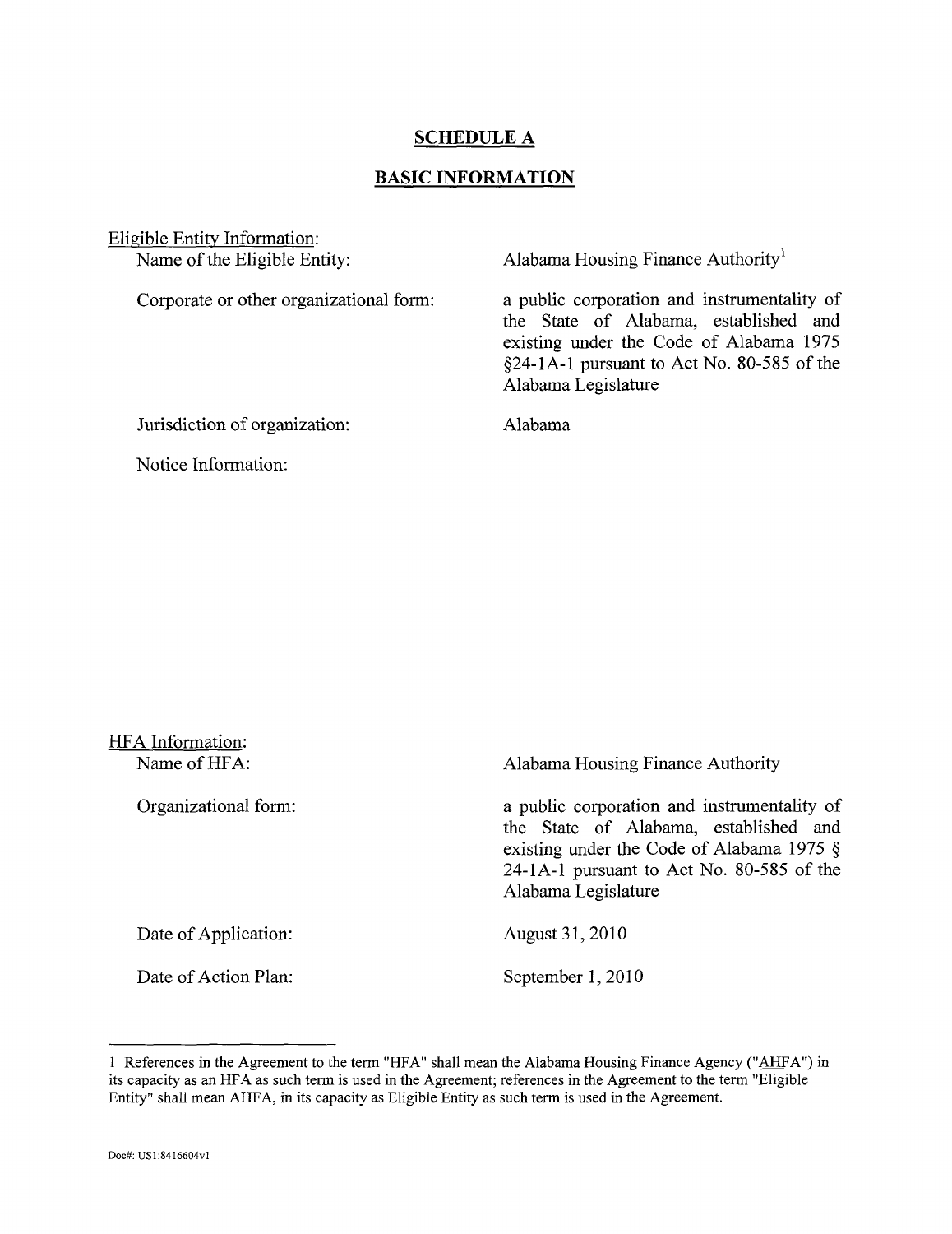## SCHEDULE A

## BASIC INFORMATION

Eligible Entity Information:

| | |
|---|---|
| Name of the Eligible Entity: | Alabama Housing Finance Authority[1] |
| Corporate or other organizational form: | a public corporation and instrumentality of the State of Alabama, established and existing under the Code of Alabama 1975 §24-1A-1 pursuant to Act No. 80-585 of the Alabama Legislature |
| Jurisdiction of organization: | Alabama |
| Notice Information: | |

HFA Information:

| | |
|---|---|
| Name of HFA: | Alabama Housing Finance Authority |
| Organizational form: | a public corporation and instrumentality of the State of Alabama, established and existing under the Code of Alabama 1975 § 24-1A-1 pursuant to Act No. 80-585 of the Alabama Legislature |
| Date of Application: | August 31, 2010 |
| Date of Action Plan: | September 1, 2010 |

---

1 References in the Agreement to the term "HFA" shall mean the Alabama Housing Finance Agency ("AHFA") in its capacity as an HFA as such term is used in the Agreement; references in the Agreement to the term "Eligible Entity" shall mean AHFA, in its capacity as Eligible Entity as such term is used in the Agreement.

Doc#: US1:8416604v1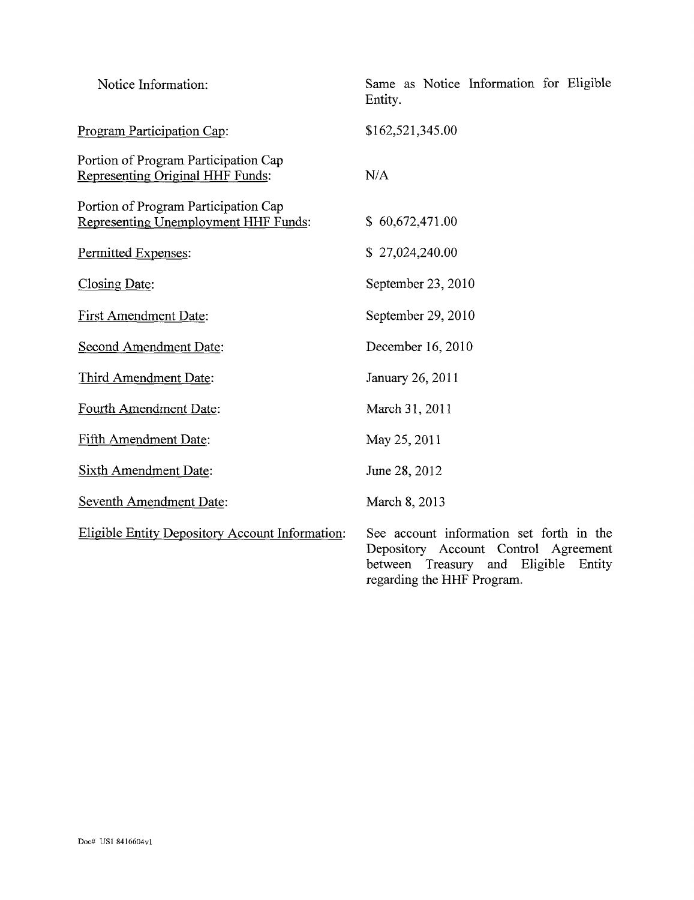| | |
|---|---|
| Notice Information: | Same as Notice Information for Eligible Entity. |
| Program Participation Cap: | $162,521,345.00 |
| Portion of Program Participation Cap Representing Original HHF Funds: | N/A |
| Portion of Program Participation Cap Representing Unemployment HHF Funds: | $ 60,672,471.00 |
| Permitted Expenses: | $ 27,024,240.00 |
| Closing Date: | September 23, 2010 |
| First Amendment Date: | September 29, 2010 |
| Second Amendment Date: | December 16, 2010 |
| Third Amendment Date: | January 26, 2011 |
| Fourth Amendment Date: | March 31, 2011 |
| Fifth Amendment Date: | May 25, 2011 |
| Sixth Amendment Date: | June 28, 2012 |
| Seventh Amendment Date: | March 8, 2013 |
| Eligible Entity Depository Account Information: | See account information set forth in the Depository Account Control Agreement between Treasury and Eligible Entity regarding the HHF Program. |

Doc# US1 8416604v1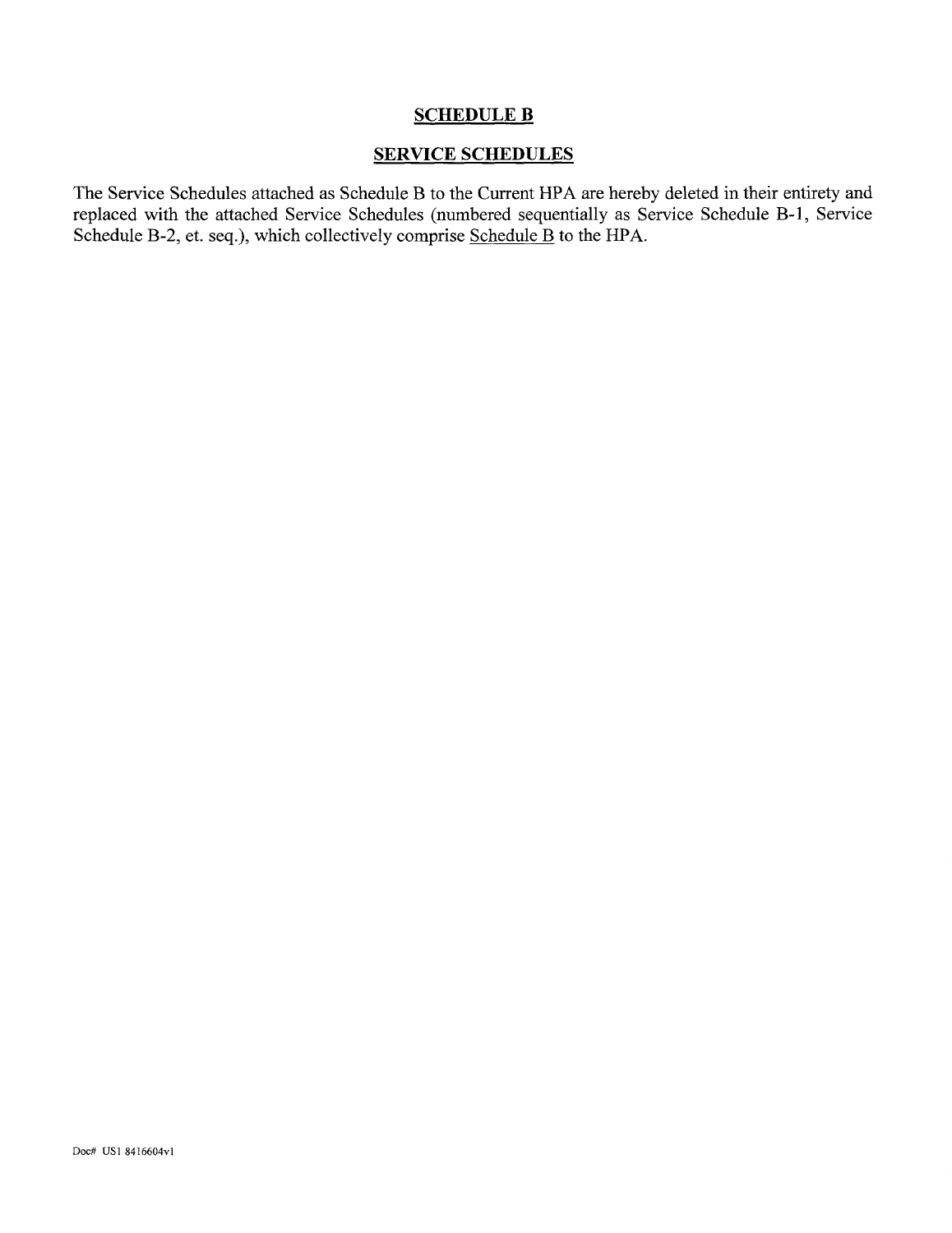# SCHEDULE B

## SERVICE SCHEDULES

The Service Schedules attached as Schedule B to the Current HPA are hereby deleted in their entirety and replaced with the attached Service Schedules (numbered sequentially as Service Schedule B-1, Service Schedule B-2, et. seq.), which collectively comprise Schedule B to the HPA.

Doc# US1 8416604v1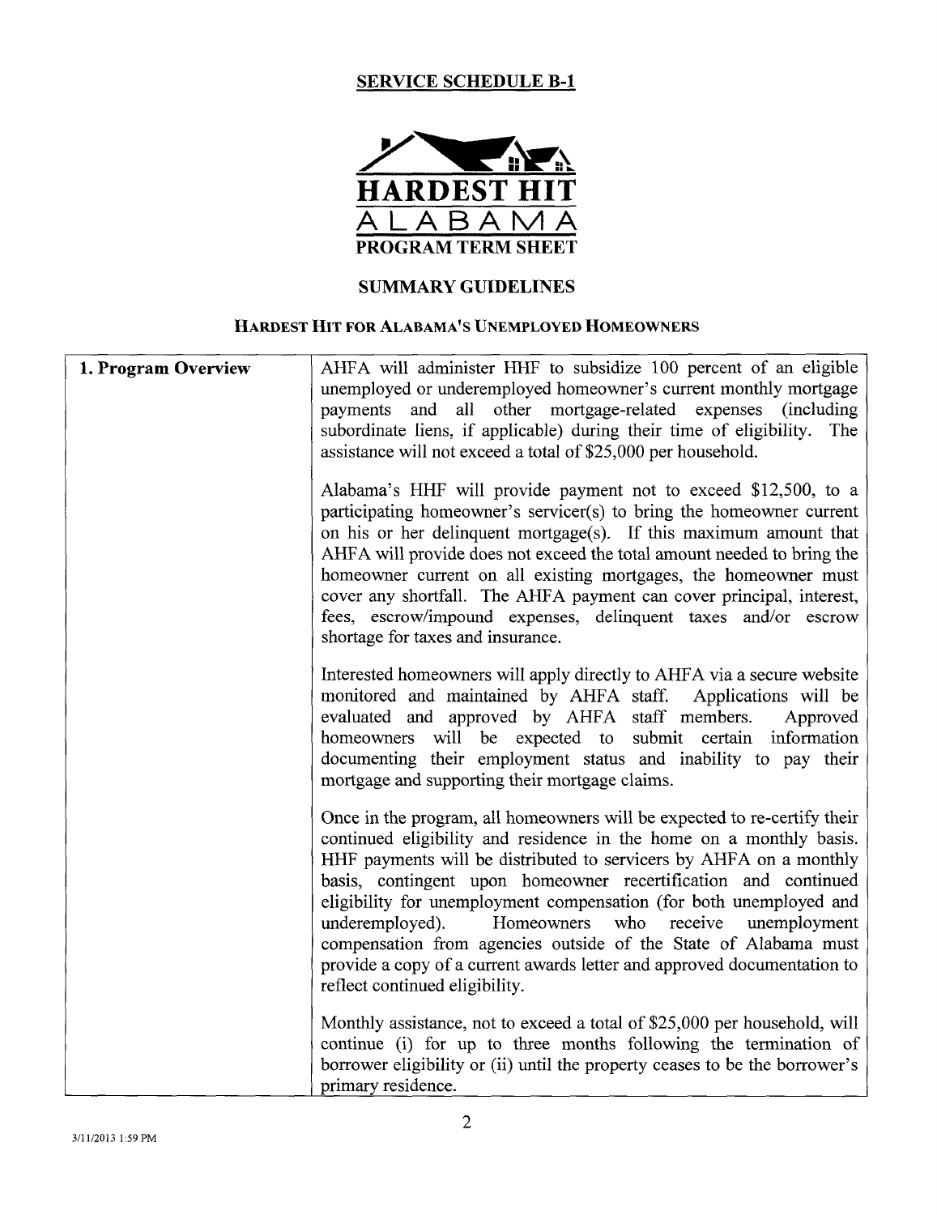## SERVICE SCHEDULE B-1

# HARDEST HIT ALABAMA

### PROGRAM TERM SHEET

### SUMMARY GUIDELINES

### HARDEST HIT FOR ALABAMA'S UNEMPLOYED HOMEOWNERS

| | |
|---|---|
| **1. Program Overview** | AHFA will administer HHF to subsidize 100 percent of an eligible unemployed or underemployed homeowner's current monthly mortgage payments and all other mortgage-related expenses (including subordinate liens, if applicable) during their time of eligibility. The assistance will not exceed a total of $25,000 per household.<br><br>Alabama's HHF will provide payment not to exceed $12,500, to a participating homeowner's servicer(s) to bring the homeowner current on his or her delinquent mortgage(s). If this maximum amount that AHFA will provide does not exceed the total amount needed to bring the homeowner current on all existing mortgages, the homeowner must cover any shortfall. The AHFA payment can cover principal, interest, fees, escrow/impound expenses, delinquent taxes and/or escrow shortage for taxes and insurance.<br><br>Interested homeowners will apply directly to AHFA via a secure website monitored and maintained by AHFA staff. Applications will be evaluated and approved by AHFA staff members. Approved homeowners will be expected to submit certain information documenting their employment status and inability to pay their mortgage and supporting their mortgage claims.<br><br>Once in the program, all homeowners will be expected to re-certify their continued eligibility and residence in the home on a monthly basis. HHF payments will be distributed to servicers by AHFA on a monthly basis, contingent upon homeowner recertification and continued eligibility for unemployment compensation (for both unemployed and underemployed). Homeowners who receive unemployment compensation from agencies outside of the State of Alabama must provide a copy of a current awards letter and approved documentation to reflect continued eligibility.<br><br>Monthly assistance, not to exceed a total of $25,000 per household, will continue (i) for up to three months following the termination of borrower eligibility or (ii) until the property ceases to be the borrower's primary residence. |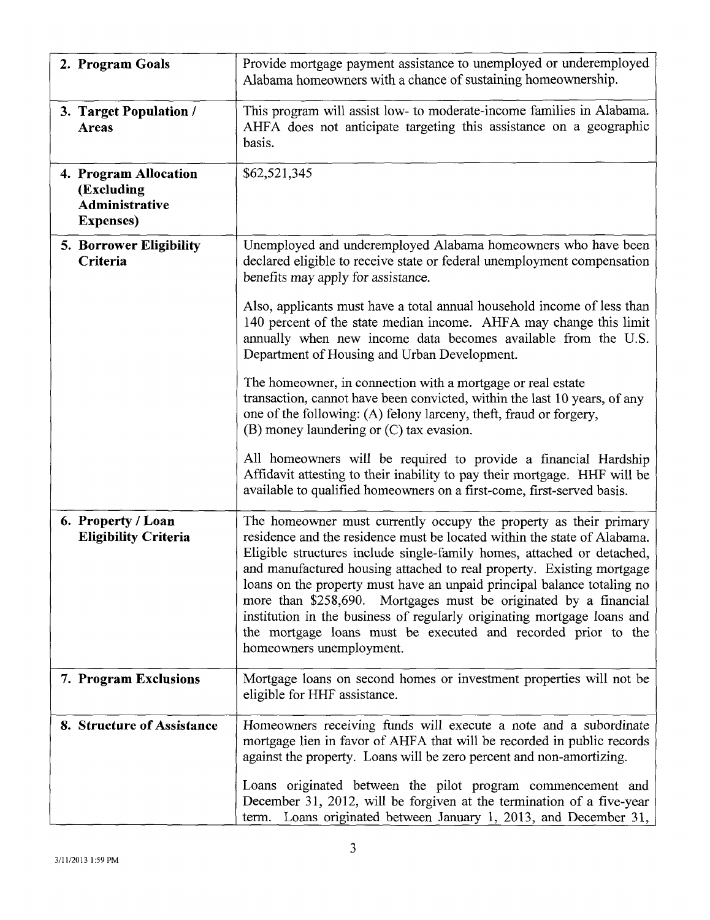| | |
|---|---|
| **2. Program Goals** | Provide mortgage payment assistance to unemployed or underemployed Alabama homeowners with a chance of sustaining homeownership. |
| **3. Target Population / Areas** | This program will assist low- to moderate-income families in Alabama. AHFA does not anticipate targeting this assistance on a geographic basis. |
| **4. Program Allocation (Excluding Administrative Expenses)** | $62,521,345 |
| **5. Borrower Eligibility Criteria** | Unemployed and underemployed Alabama homeowners who have been declared eligible to receive state or federal unemployment compensation benefits may apply for assistance.<br><br>Also, applicants must have a total annual household income of less than 140 percent of the state median income. AHFA may change this limit annually when new income data becomes available from the U.S. Department of Housing and Urban Development.<br><br>The homeowner, in connection with a mortgage or real estate transaction, cannot have been convicted, within the last 10 years, of any one of the following: (A) felony larceny, theft, fraud or forgery, (B) money laundering or (C) tax evasion.<br><br>All homeowners will be required to provide a financial Hardship Affidavit attesting to their inability to pay their mortgage. HHF will be available to qualified homeowners on a first-come, first-served basis. |
| **6. Property / Loan Eligibility Criteria** | The homeowner must currently occupy the property as their primary residence and the residence must be located within the state of Alabama. Eligible structures include single-family homes, attached or detached, and manufactured housing attached to real property. Existing mortgage loans on the property must have an unpaid principal balance totaling no more than $258,690. Mortgages must be originated by a financial institution in the business of regularly originating mortgage loans and the mortgage loans must be executed and recorded prior to the homeowners unemployment. |
| **7. Program Exclusions** | Mortgage loans on second homes or investment properties will not be eligible for HHF assistance. |
| **8. Structure of Assistance** | Homeowners receiving funds will execute a note and a subordinate mortgage lien in favor of AHFA that will be recorded in public records against the property. Loans will be zero percent and non-amortizing.<br><br>Loans originated between the pilot program commencement and December 31, 2012, will be forgiven at the termination of a five-year term. Loans originated between January 1, 2013, and December 31, |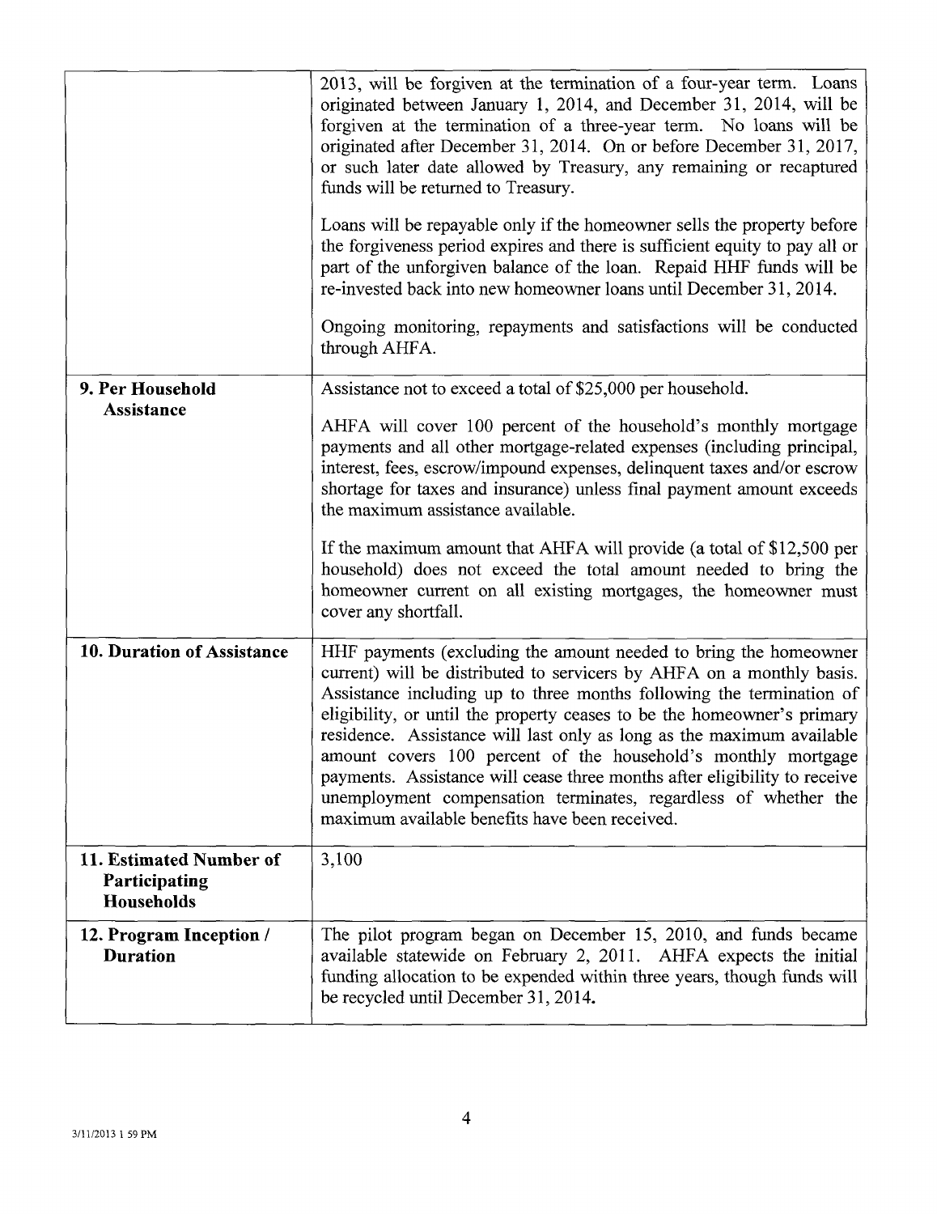| | |
|---|---|
| | 2013, will be forgiven at the termination of a four-year term. Loans originated between January 1, 2014, and December 31, 2014, will be forgiven at the termination of a three-year term. No loans will be originated after December 31, 2014. On or before December 31, 2017, or such later date allowed by Treasury, any remaining or recaptured funds will be returned to Treasury.<br><br>Loans will be repayable only if the homeowner sells the property before the forgiveness period expires and there is sufficient equity to pay all or part of the unforgiven balance of the loan. Repaid HHF funds will be re-invested back into new homeowner loans until December 31, 2014.<br><br>Ongoing monitoring, repayments and satisfactions will be conducted through AHFA. |
| **9. Per Household Assistance** | Assistance not to exceed a total of $25,000 per household.<br><br>AHFA will cover 100 percent of the household's monthly mortgage payments and all other mortgage-related expenses (including principal, interest, fees, escrow/impound expenses, delinquent taxes and/or escrow shortage for taxes and insurance) unless final payment amount exceeds the maximum assistance available.<br><br>If the maximum amount that AHFA will provide (a total of $12,500 per household) does not exceed the total amount needed to bring the homeowner current on all existing mortgages, the homeowner must cover any shortfall. |
| **10. Duration of Assistance** | HHF payments (excluding the amount needed to bring the homeowner current) will be distributed to servicers by AHFA on a monthly basis. Assistance including up to three months following the termination of eligibility, or until the property ceases to be the homeowner's primary residence. Assistance will last only as long as the maximum available amount covers 100 percent of the household's monthly mortgage payments. Assistance will cease three months after eligibility to receive unemployment compensation terminates, regardless of whether the maximum available benefits have been received. |
| **11. Estimated Number of Participating Households** | 3,100 |
| **12. Program Inception / Duration** | The pilot program began on December 15, 2010, and funds became available statewide on February 2, 2011. AHFA expects the initial funding allocation to be expended within three years, though funds will be recycled until December 31, 2014. |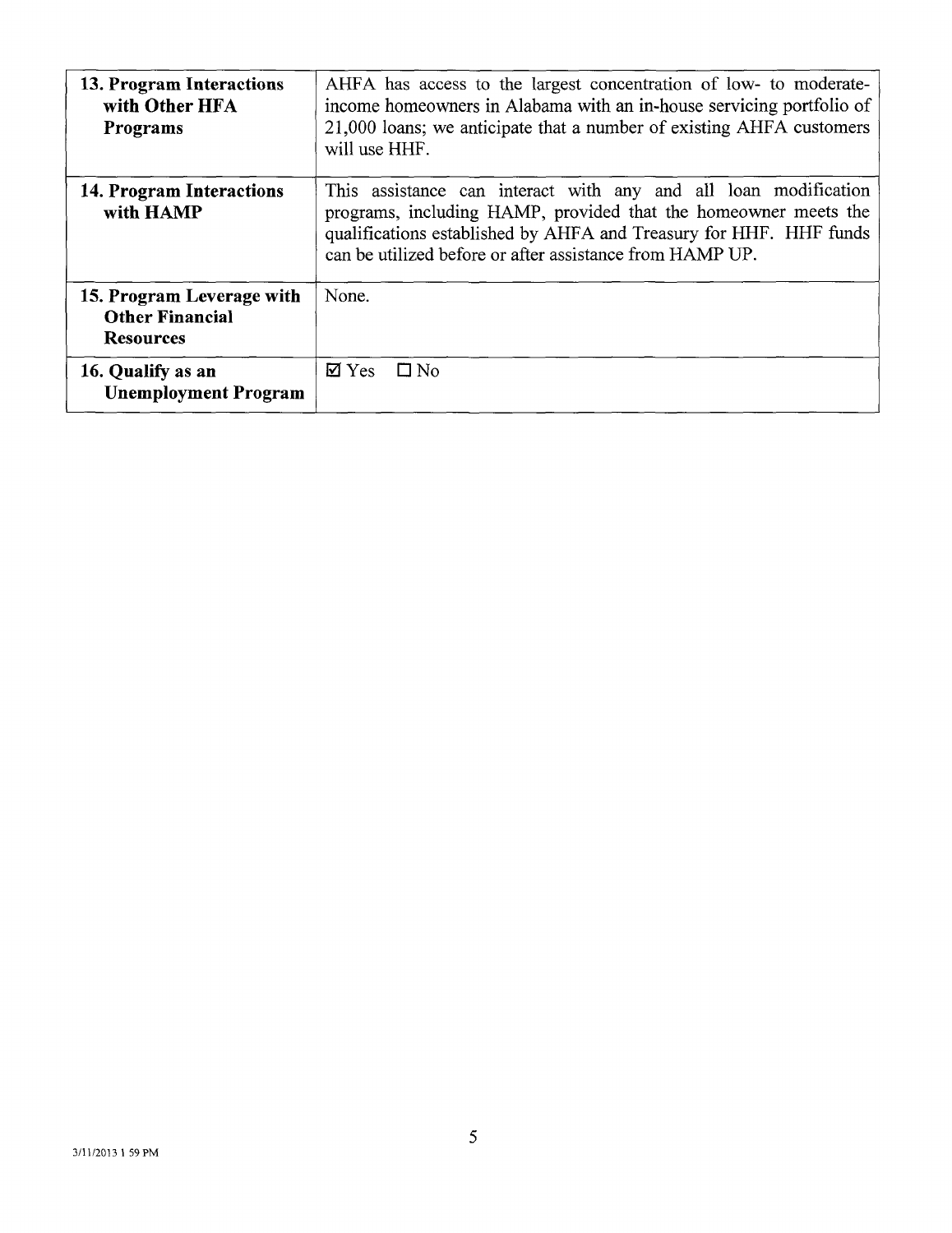| **13. Program Interactions with Other HFA Programs** | AHFA has access to the largest concentration of low- to moderate-income homeowners in Alabama with an in-house servicing portfolio of 21,000 loans; we anticipate that a number of existing AHFA customers will use HHF. |
|---|---|
| **14. Program Interactions with HAMP** | This assistance can interact with any and all loan modification programs, including HAMP, provided that the homeowner meets the qualifications established by AHFA and Treasury for HHF. HHF funds can be utilized before or after assistance from HAMP UP. |
| **15. Program Leverage with Other Financial Resources** | None. |
| **16. Qualify as an Unemployment Program** | ☑ Yes ☐ No |

3/11/2013 1 59 PM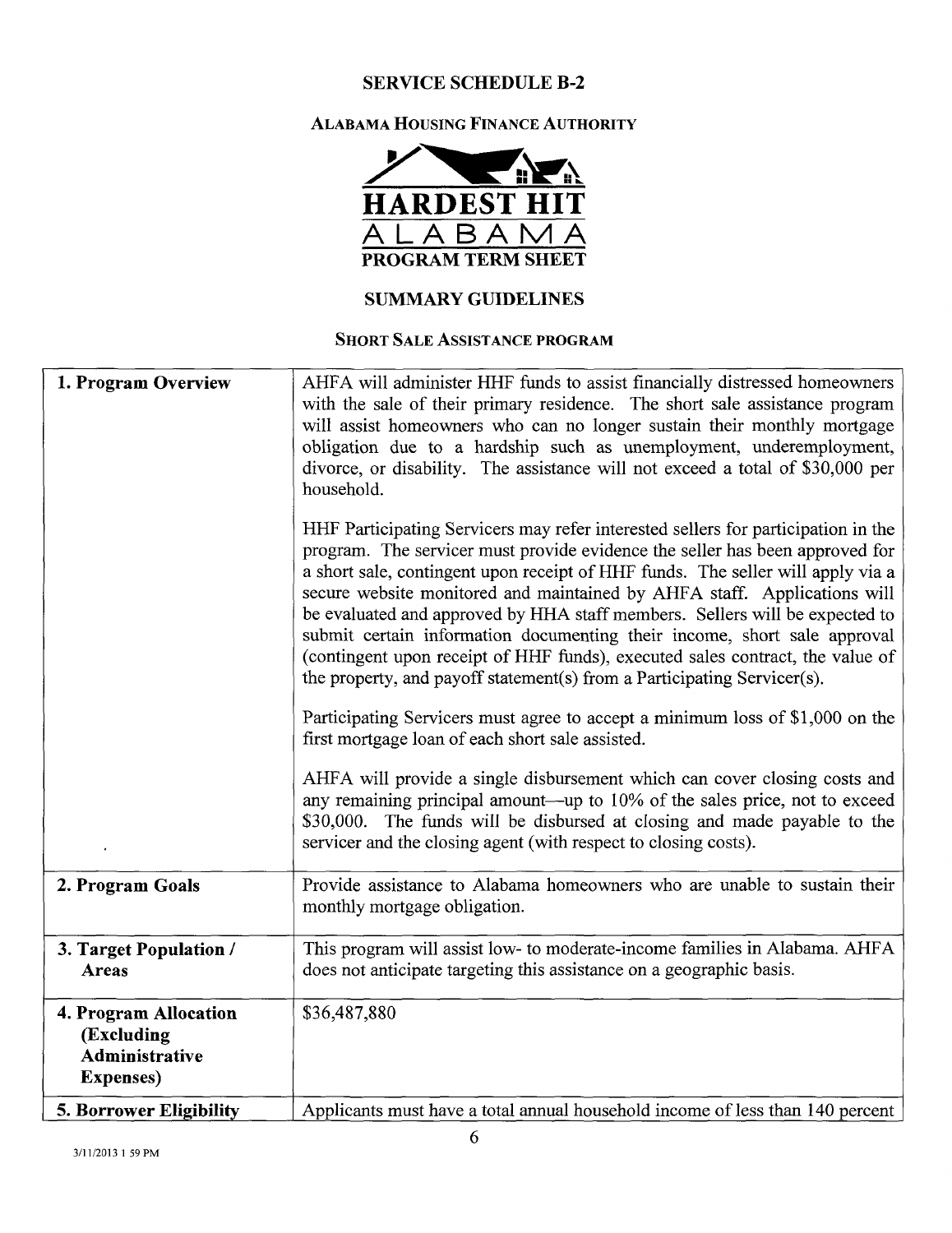# SERVICE SCHEDULE B-2

## ALABAMA HOUSING FINANCE AUTHORITY

**HARDEST HIT**
ALABAMA
**PROGRAM TERM SHEET**

## SUMMARY GUIDELINES

### SHORT SALE ASSISTANCE PROGRAM

| | |
|---|---|
| **1. Program Overview** | AHFA will administer HHF funds to assist financially distressed homeowners with the sale of their primary residence. The short sale assistance program will assist homeowners who can no longer sustain their monthly mortgage obligation due to a hardship such as unemployment, underemployment, divorce, or disability. The assistance will not exceed a total of $30,000 per household.<br><br>HHF Participating Servicers may refer interested sellers for participation in the program. The servicer must provide evidence the seller has been approved for a short sale, contingent upon receipt of HHF funds. The seller will apply via a secure website monitored and maintained by AHFA staff. Applications will be evaluated and approved by HHA staff members. Sellers will be expected to submit certain information documenting their income, short sale approval (contingent upon receipt of HHF funds), executed sales contract, the value of the property, and payoff statement(s) from a Participating Servicer(s).<br><br>Participating Servicers must agree to accept a minimum loss of $1,000 on the first mortgage loan of each short sale assisted.<br><br>AHFA will provide a single disbursement which can cover closing costs and any remaining principal amount—up to 10% of the sales price, not to exceed $30,000. The funds will be disbursed at closing and made payable to the servicer and the closing agent (with respect to closing costs). |
| **2. Program Goals** | Provide assistance to Alabama homeowners who are unable to sustain their monthly mortgage obligation. |
| **3. Target Population / Areas** | This program will assist low- to moderate-income families in Alabama. AHFA does not anticipate targeting this assistance on a geographic basis. |
| **4. Program Allocation (Excluding Administrative Expenses)** | $36,487,880 |
| **5. Borrower Eligibility** | Applicants must have a total annual household income of less than 140 percent |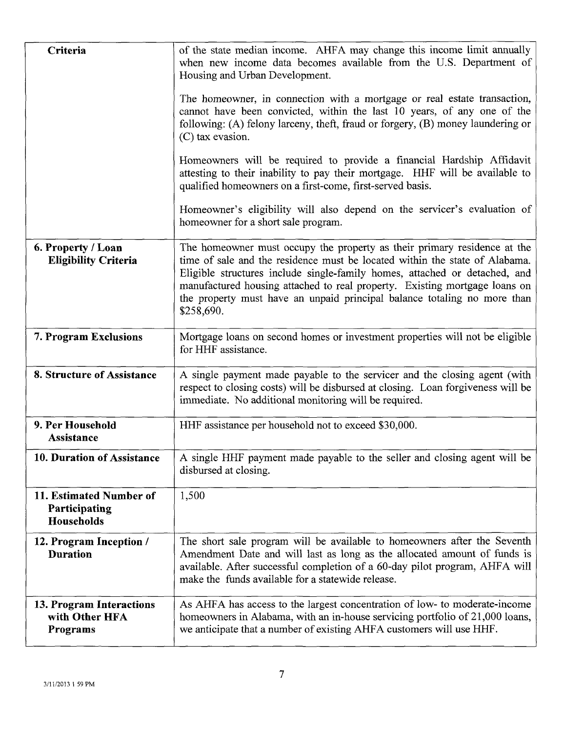| | |
|---|---|
| **Criteria** | of the state median income. AHFA may change this income limit annually when new income data becomes available from the U.S. Department of Housing and Urban Development.<br><br>The homeowner, in connection with a mortgage or real estate transaction, cannot have been convicted, within the last 10 years, of any one of the following: (A) felony larceny, theft, fraud or forgery, (B) money laundering or (C) tax evasion.<br><br>Homeowners will be required to provide a financial Hardship Affidavit attesting to their inability to pay their mortgage. HHF will be available to qualified homeowners on a first-come, first-served basis.<br><br>Homeowner's eligibility will also depend on the servicer's evaluation of homeowner for a short sale program. |
| **6. Property / Loan Eligibility Criteria** | The homeowner must occupy the property as their primary residence at the time of sale and the residence must be located within the state of Alabama. Eligible structures include single-family homes, attached or detached, and manufactured housing attached to real property. Existing mortgage loans on the property must have an unpaid principal balance totaling no more than $258,690. |
| **7. Program Exclusions** | Mortgage loans on second homes or investment properties will not be eligible for HHF assistance. |
| **8. Structure of Assistance** | A single payment made payable to the servicer and the closing agent (with respect to closing costs) will be disbursed at closing. Loan forgiveness will be immediate. No additional monitoring will be required. |
| **9. Per Household Assistance** | HHF assistance per household not to exceed $30,000. |
| **10. Duration of Assistance** | A single HHF payment made payable to the seller and closing agent will be disbursed at closing. |
| **11. Estimated Number of Participating Households** | 1,500 |
| **12. Program Inception / Duration** | The short sale program will be available to homeowners after the Seventh Amendment Date and will last as long as the allocated amount of funds is available. After successful completion of a 60-day pilot program, AHFA will make the funds available for a statewide release. |
| **13. Program Interactions with Other HFA Programs** | As AHFA has access to the largest concentration of low- to moderate-income homeowners in Alabama, with an in-house servicing portfolio of 21,000 loans, we anticipate that a number of existing AHFA customers will use HHF. |

3/11/2013 1 59 PM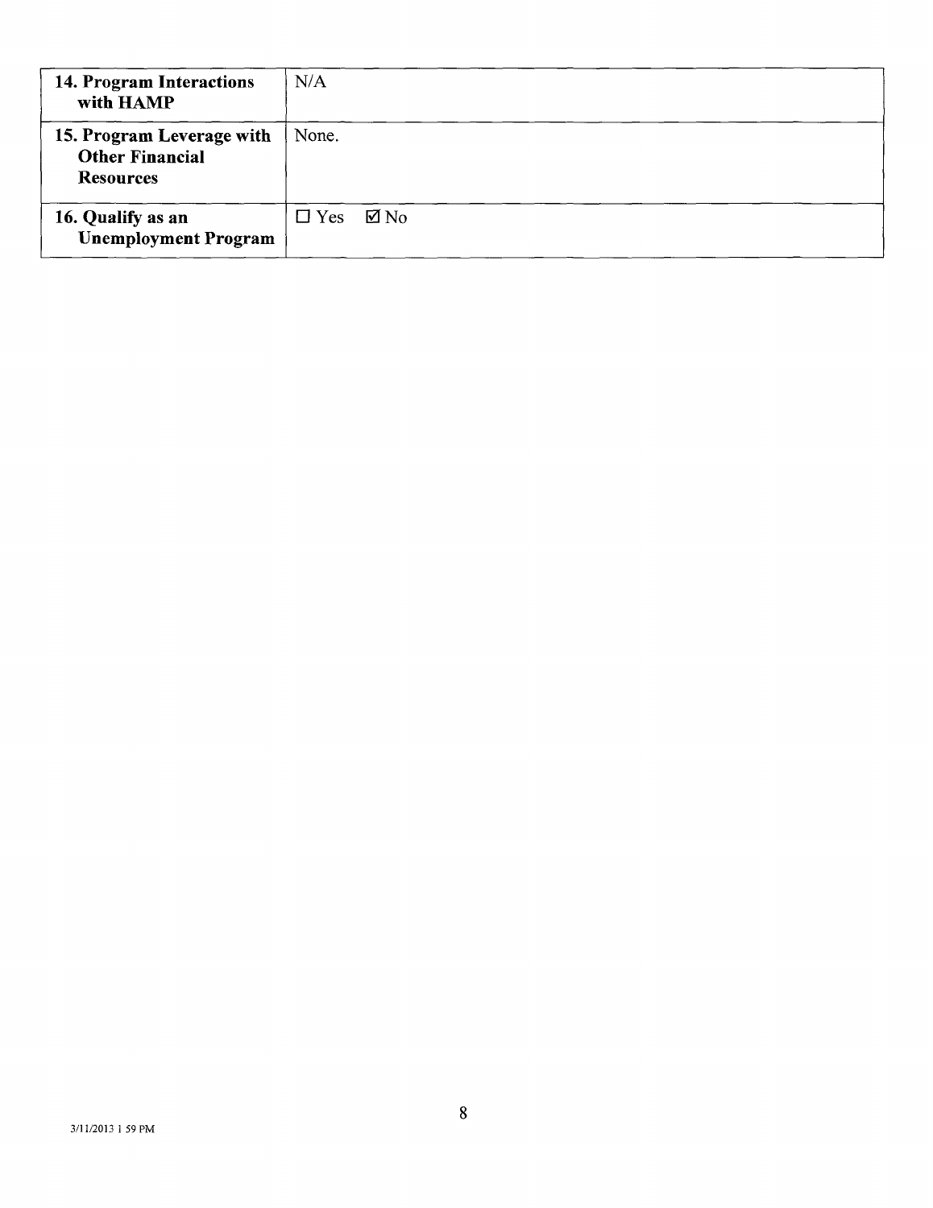| | |
|---|---|
| **14. Program Interactions with HAMP** | N/A |
| **15. Program Leverage with Other Financial Resources** | None. |
| **16. Qualify as an Unemployment Program** | ☐ Yes ☑ No |

3/11/2013 1 59 PM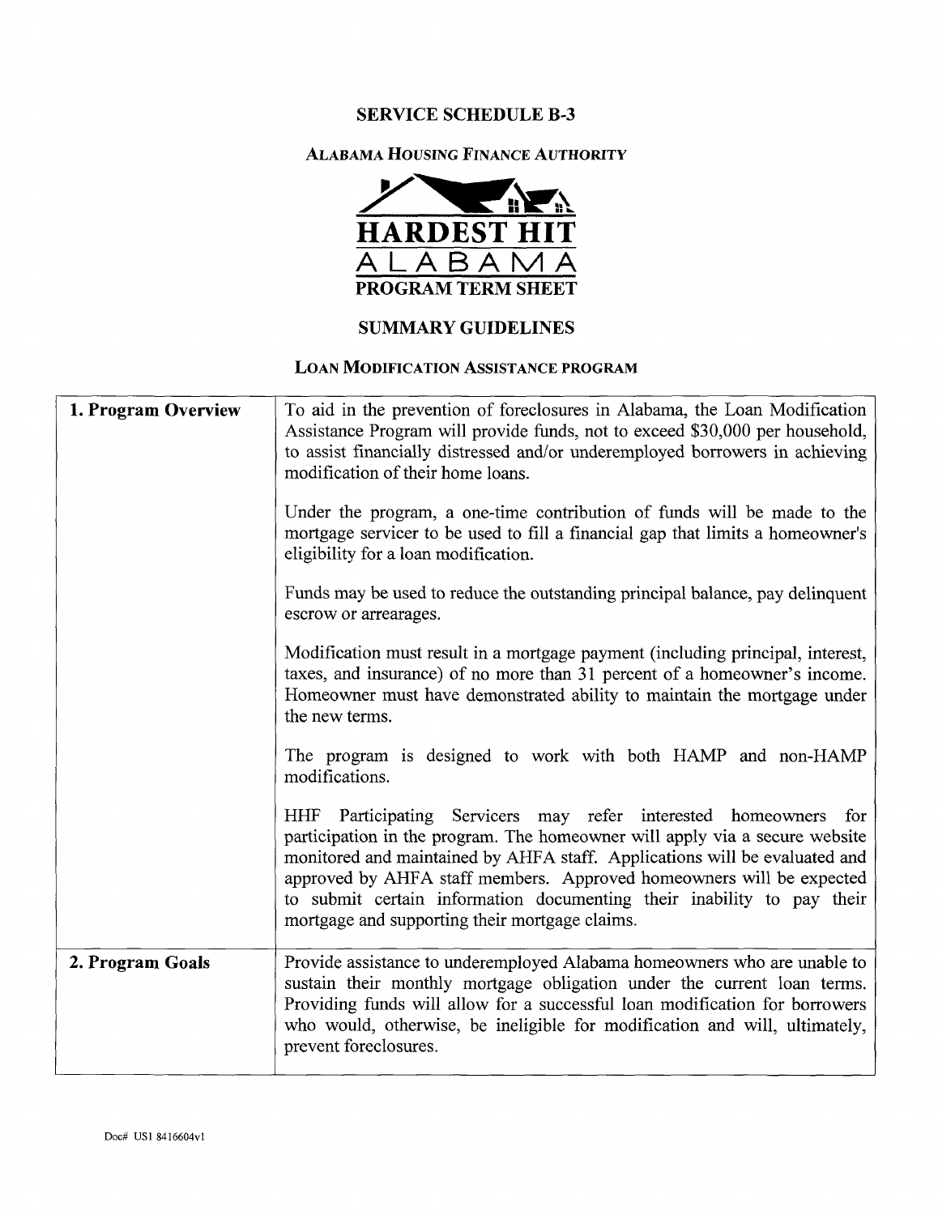# SERVICE SCHEDULE B-3

## ALABAMA HOUSING FINANCE AUTHORITY

**HARDEST HIT**

**ALABAMA**

**PROGRAM TERM SHEET**

## SUMMARY GUIDELINES

### LOAN MODIFICATION ASSISTANCE PROGRAM

| | |
|---|---|
| **1. Program Overview** | To aid in the prevention of foreclosures in Alabama, the Loan Modification Assistance Program will provide funds, not to exceed $30,000 per household, to assist financially distressed and/or underemployed borrowers in achieving modification of their home loans.<br><br>Under the program, a one-time contribution of funds will be made to the mortgage servicer to be used to fill a financial gap that limits a homeowner's eligibility for a loan modification.<br><br>Funds may be used to reduce the outstanding principal balance, pay delinquent escrow or arrearages.<br><br>Modification must result in a mortgage payment (including principal, interest, taxes, and insurance) of no more than 31 percent of a homeowner's income. Homeowner must have demonstrated ability to maintain the mortgage under the new terms.<br><br>The program is designed to work with both HAMP and non-HAMP modifications.<br><br>HHF Participating Servicers may refer interested homeowners for participation in the program. The homeowner will apply via a secure website monitored and maintained by AHFA staff. Applications will be evaluated and approved by AHFA staff members. Approved homeowners will be expected to submit certain information documenting their inability to pay their mortgage and supporting their mortgage claims. |
| **2. Program Goals** | Provide assistance to underemployed Alabama homeowners who are unable to sustain their monthly mortgage obligation under the current loan terms. Providing funds will allow for a successful loan modification for borrowers who would, otherwise, be ineligible for modification and will, ultimately, prevent foreclosures. |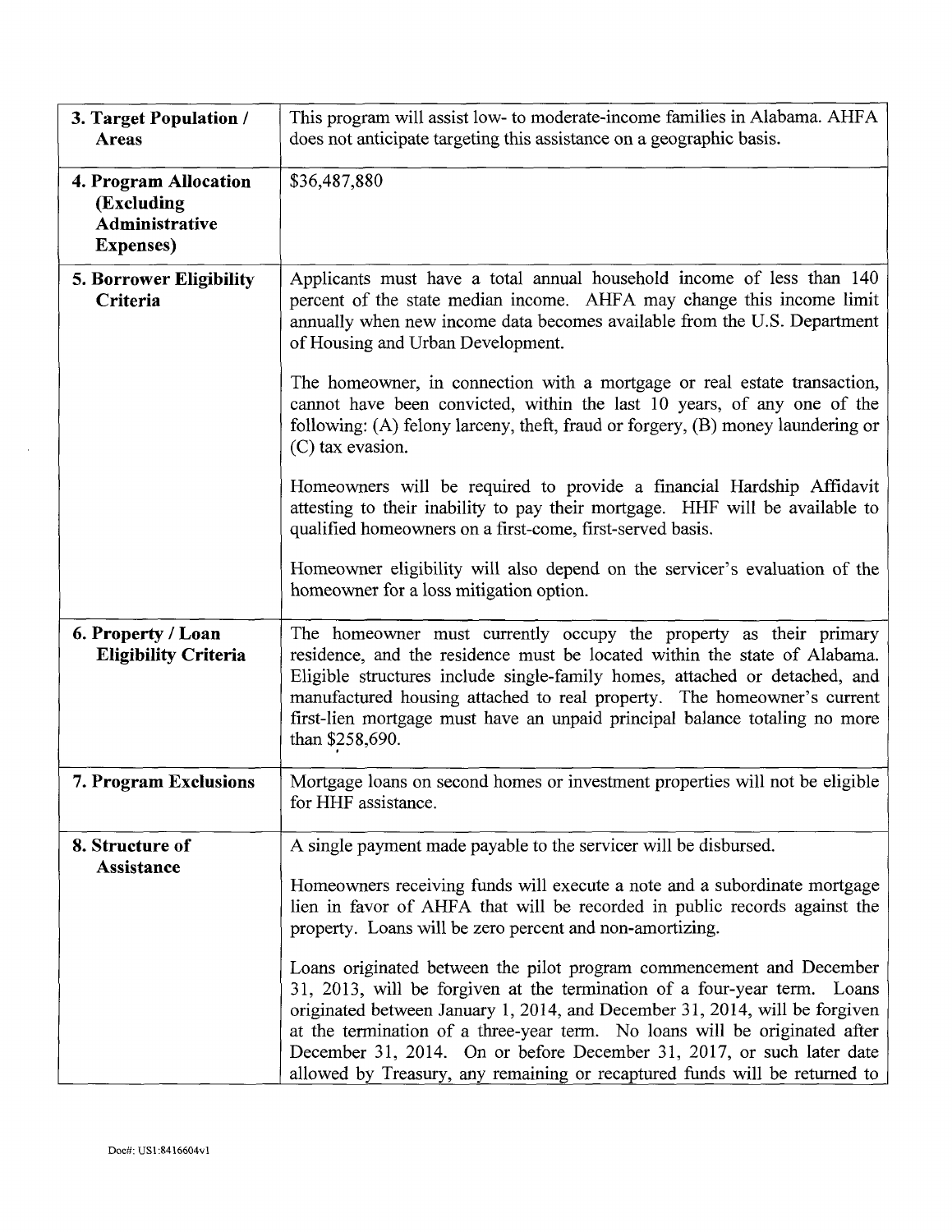| | |
|---|---|
| **3. Target Population / Areas** | This program will assist low- to moderate-income families in Alabama. AHFA does not anticipate targeting this assistance on a geographic basis. |
| **4. Program Allocation (Excluding Administrative Expenses)** | $36,487,880 |
| **5. Borrower Eligibility Criteria** | Applicants must have a total annual household income of less than 140 percent of the state median income. AHFA may change this income limit annually when new income data becomes available from the U.S. Department of Housing and Urban Development.<br><br>The homeowner, in connection with a mortgage or real estate transaction, cannot have been convicted, within the last 10 years, of any one of the following: (A) felony larceny, theft, fraud or forgery, (B) money laundering or (C) tax evasion.<br><br>Homeowners will be required to provide a financial Hardship Affidavit attesting to their inability to pay their mortgage. HHF will be available to qualified homeowners on a first-come, first-served basis.<br><br>Homeowner eligibility will also depend on the servicer's evaluation of the homeowner for a loss mitigation option. |
| **6. Property / Loan Eligibility Criteria** | The homeowner must currently occupy the property as their primary residence, and the residence must be located within the state of Alabama. Eligible structures include single-family homes, attached or detached, and manufactured housing attached to real property. The homeowner's current first-lien mortgage must have an unpaid principal balance totaling no more than $258,690. |
| **7. Program Exclusions** | Mortgage loans on second homes or investment properties will not be eligible for HHF assistance. |
| **8. Structure of Assistance** | A single payment made payable to the servicer will be disbursed.<br><br>Homeowners receiving funds will execute a note and a subordinate mortgage lien in favor of AHFA that will be recorded in public records against the property. Loans will be zero percent and non-amortizing.<br><br>Loans originated between the pilot program commencement and December 31, 2013, will be forgiven at the termination of a four-year term. Loans originated between January 1, 2014, and December 31, 2014, will be forgiven at the termination of a three-year term. No loans will be originated after December 31, 2014. On or before December 31, 2017, or such later date allowed by Treasury, any remaining or recaptured funds will be returned to |

Doc#: US1:8416604v1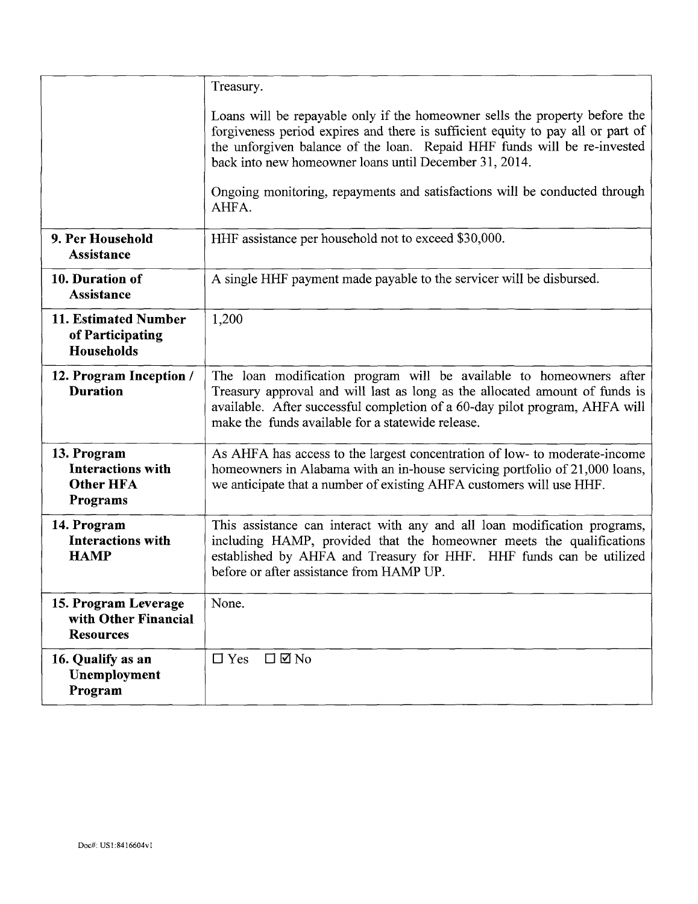| | |
|---|---|
| | Treasury.<br><br>Loans will be repayable only if the homeowner sells the property before the forgiveness period expires and there is sufficient equity to pay all or part of the unforgiven balance of the loan. Repaid HHF funds will be re-invested back into new homeowner loans until December 31, 2014.<br><br>Ongoing monitoring, repayments and satisfactions will be conducted through AHFA. |
| **9. Per Household Assistance** | HHF assistance per household not to exceed $30,000. |
| **10. Duration of Assistance** | A single HHF payment made payable to the servicer will be disbursed. |
| **11. Estimated Number of Participating Households** | 1,200 |
| **12. Program Inception / Duration** | The loan modification program will be available to homeowners after Treasury approval and will last as long as the allocated amount of funds is available. After successful completion of a 60-day pilot program, AHFA will make the funds available for a statewide release. |
| **13. Program Interactions with Other HFA Programs** | As AHFA has access to the largest concentration of low- to moderate-income homeowners in Alabama with an in-house servicing portfolio of 21,000 loans, we anticipate that a number of existing AHFA customers will use HHF. |
| **14. Program Interactions with HAMP** | This assistance can interact with any and all loan modification programs, including HAMP, provided that the homeowner meets the qualifications established by AHFA and Treasury for HHF. HHF funds can be utilized before or after assistance from HAMP UP. |
| **15. Program Leverage with Other Financial Resources** | None. |
| **16. Qualify as an Unemployment Program** | ☐ Yes ☐ ☑ No |

Doc#: US1:8416604v1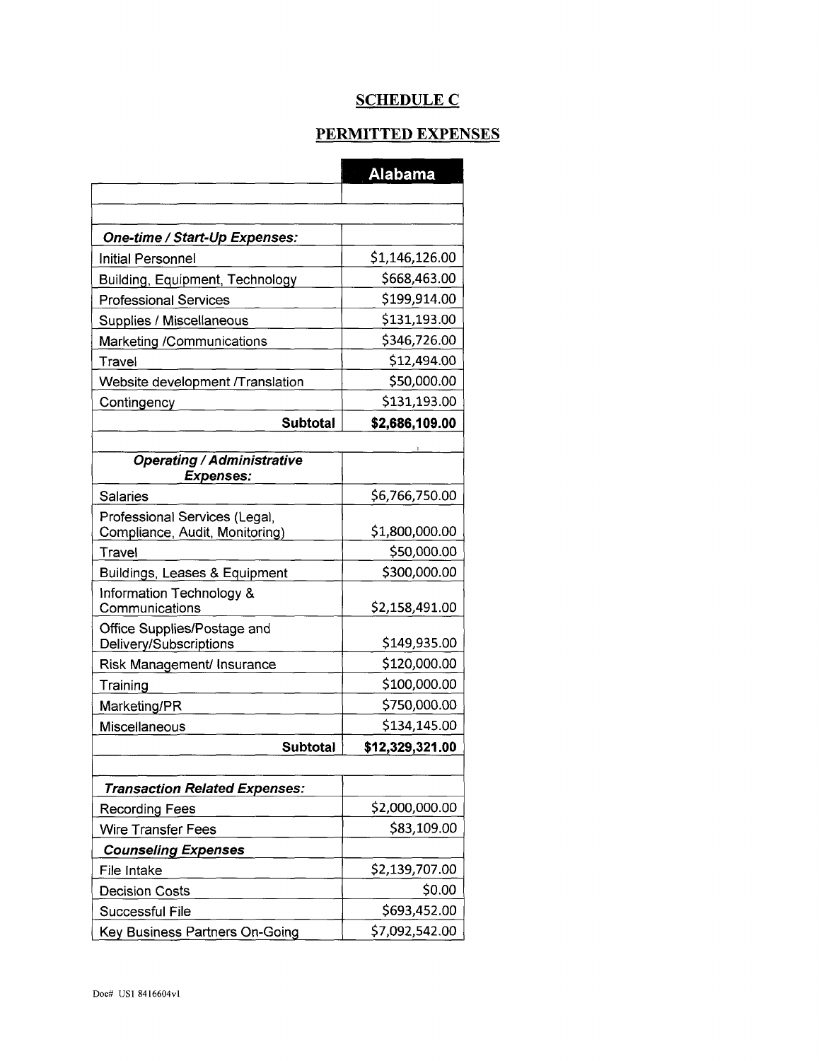## SCHEDULE C

## PERMITTED EXPENSES

| | Alabama |
|---|---|
| | |
| | |
| ***One-time / Start-Up Expenses:*** | |
| Initial Personnel | \$1,146,126.00 |
| Building, Equipment, Technology | \$668,463.00 |
| Professional Services | \$199,914.00 |
| Supplies / Miscellaneous | \$131,193.00 |
| Marketing /Communications | \$346,726.00 |
| Travel | \$12,494.00 |
| Website development /Translation | \$50,000.00 |
| Contingency | \$131,193.00 |
| **Subtotal** | **\$2,686,109.00** |
| | |
| ***Operating / Administrative Expenses:*** | |
| Salaries | \$6,766,750.00 |
| Professional Services (Legal, Compliance, Audit, Monitoring) | \$1,800,000.00 |
| Travel | \$50,000.00 |
| Buildings, Leases & Equipment | \$300,000.00 |
| Information Technology & Communications | \$2,158,491.00 |
| Office Supplies/Postage and Delivery/Subscriptions | \$149,935.00 |
| Risk Management/ Insurance | \$120,000.00 |
| Training | \$100,000.00 |
| Marketing/PR | \$750,000.00 |
| Miscellaneous | \$134,145.00 |
| **Subtotal** | **\$12,329,321.00** |
| | |
| ***Transaction Related Expenses:*** | |
| Recording Fees | \$2,000,000.00 |
| Wire Transfer Fees | \$83,109.00 |
| ***Counseling Expenses*** | |
| File Intake | \$2,139,707.00 |
| Decision Costs | \$0.00 |
| Successful File | \$693,452.00 |
| Key Business Partners On-Going | \$7,092,542.00 |

Doc# US1 8416604v1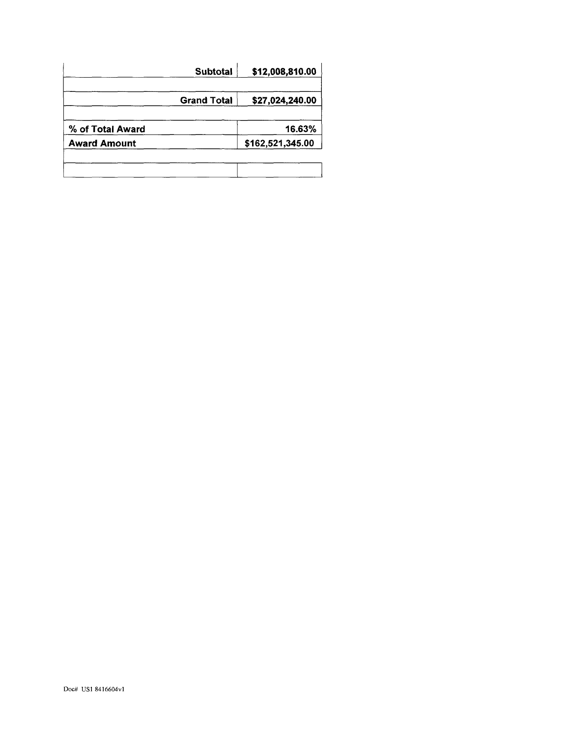| | |
|---|---|
| Subtotal | $12,008,810.00 |
| | |
| Grand Total | $27,024,240.00 |
| | |
| % of Total Award | 16.63% |
| Award Amount | $162,521,345.00 |
| | |
| | |

Doc# US1 8416604v1